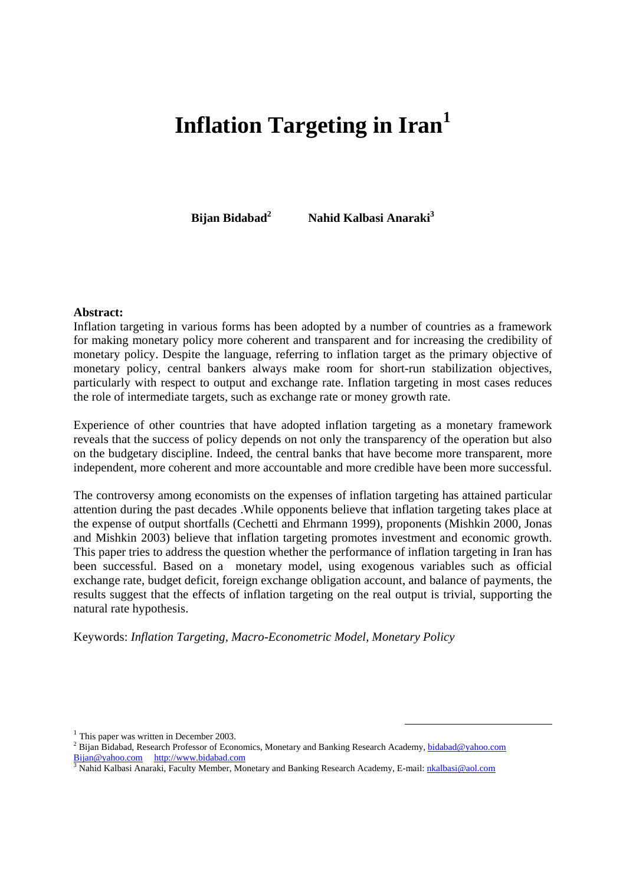# Inflation Targeting in Iran[1]

**Bijan Bidabad[2]** **Nahid Kalbasi Anaraki[3]**

**Abstract:**

Inflation targeting in various forms has been adopted by a number of countries as a framework for making monetary policy more coherent and transparent and for increasing the credibility of monetary policy. Despite the language, referring to inflation target as the primary objective of monetary policy, central bankers always make room for short-run stabilization objectives, particularly with respect to output and exchange rate. Inflation targeting in most cases reduces the role of intermediate targets, such as exchange rate or money growth rate.

Experience of other countries that have adopted inflation targeting as a monetary framework reveals that the success of policy depends on not only the transparency of the operation but also on the budgetary discipline. Indeed, the central banks that have become more transparent, more independent, more coherent and more accountable and more credible have been more successful.

The controversy among economists on the expenses of inflation targeting has attained particular attention during the past decades .While opponents believe that inflation targeting takes place at the expense of output shortfalls (Cechetti and Ehrmann 1999), proponents (Mishkin 2000, Jonas and Mishkin 2003) believe that inflation targeting promotes investment and economic growth. This paper tries to address the question whether the performance of inflation targeting in Iran has been successful. Based on a monetary model, using exogenous variables such as official exchange rate, budget deficit, foreign exchange obligation account, and balance of payments, the results suggest that the effects of inflation targeting on the real output is trivial, supporting the natural rate hypothesis.

Keywords: *Inflation Targeting, Macro-Econometric Model, Monetary Policy*

---

[1] This paper was written in December 2003.

[2] Bijan Bidabad, Research Professor of Economics, Monetary and Banking Research Academy, bidabad@yahoo.com Bijan@yahoo.com http://www.bidabad.com

[3] Nahid Kalbasi Anaraki, Faculty Member, Monetary and Banking Research Academy, E-mail: nkalbasi@aol.com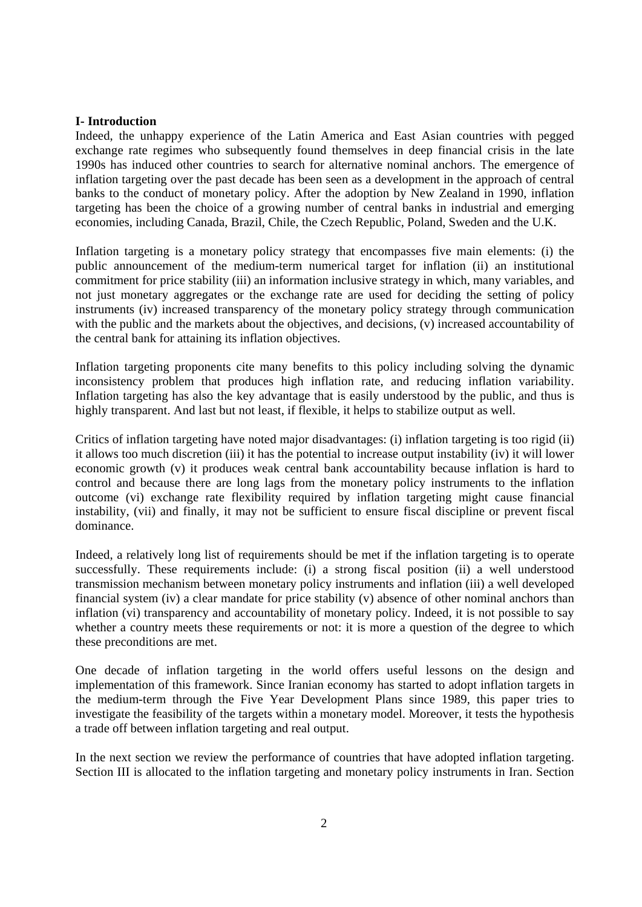## I- Introduction

Indeed, the unhappy experience of the Latin America and East Asian countries with pegged exchange rate regimes who subsequently found themselves in deep financial crisis in the late 1990s has induced other countries to search for alternative nominal anchors. The emergence of inflation targeting over the past decade has been seen as a development in the approach of central banks to the conduct of monetary policy. After the adoption by New Zealand in 1990, inflation targeting has been the choice of a growing number of central banks in industrial and emerging economies, including Canada, Brazil, Chile, the Czech Republic, Poland, Sweden and the U.K.

Inflation targeting is a monetary policy strategy that encompasses five main elements: (i) the public announcement of the medium-term numerical target for inflation (ii) an institutional commitment for price stability (iii) an information inclusive strategy in which, many variables, and not just monetary aggregates or the exchange rate are used for deciding the setting of policy instruments (iv) increased transparency of the monetary policy strategy through communication with the public and the markets about the objectives, and decisions, (v) increased accountability of the central bank for attaining its inflation objectives.

Inflation targeting proponents cite many benefits to this policy including solving the dynamic inconsistency problem that produces high inflation rate, and reducing inflation variability. Inflation targeting has also the key advantage that is easily understood by the public, and thus is highly transparent. And last but not least, if flexible, it helps to stabilize output as well.

Critics of inflation targeting have noted major disadvantages: (i) inflation targeting is too rigid (ii) it allows too much discretion (iii) it has the potential to increase output instability (iv) it will lower economic growth (v) it produces weak central bank accountability because inflation is hard to control and because there are long lags from the monetary policy instruments to the inflation outcome (vi) exchange rate flexibility required by inflation targeting might cause financial instability, (vii) and finally, it may not be sufficient to ensure fiscal discipline or prevent fiscal dominance.

Indeed, a relatively long list of requirements should be met if the inflation targeting is to operate successfully. These requirements include: (i) a strong fiscal position (ii) a well understood transmission mechanism between monetary policy instruments and inflation (iii) a well developed financial system (iv) a clear mandate for price stability (v) absence of other nominal anchors than inflation (vi) transparency and accountability of monetary policy. Indeed, it is not possible to say whether a country meets these requirements or not: it is more a question of the degree to which these preconditions are met.

One decade of inflation targeting in the world offers useful lessons on the design and implementation of this framework. Since Iranian economy has started to adopt inflation targets in the medium-term through the Five Year Development Plans since 1989, this paper tries to investigate the feasibility of the targets within a monetary model. Moreover, it tests the hypothesis a trade off between inflation targeting and real output.

In the next section we review the performance of countries that have adopted inflation targeting. Section III is allocated to the inflation targeting and monetary policy instruments in Iran. Section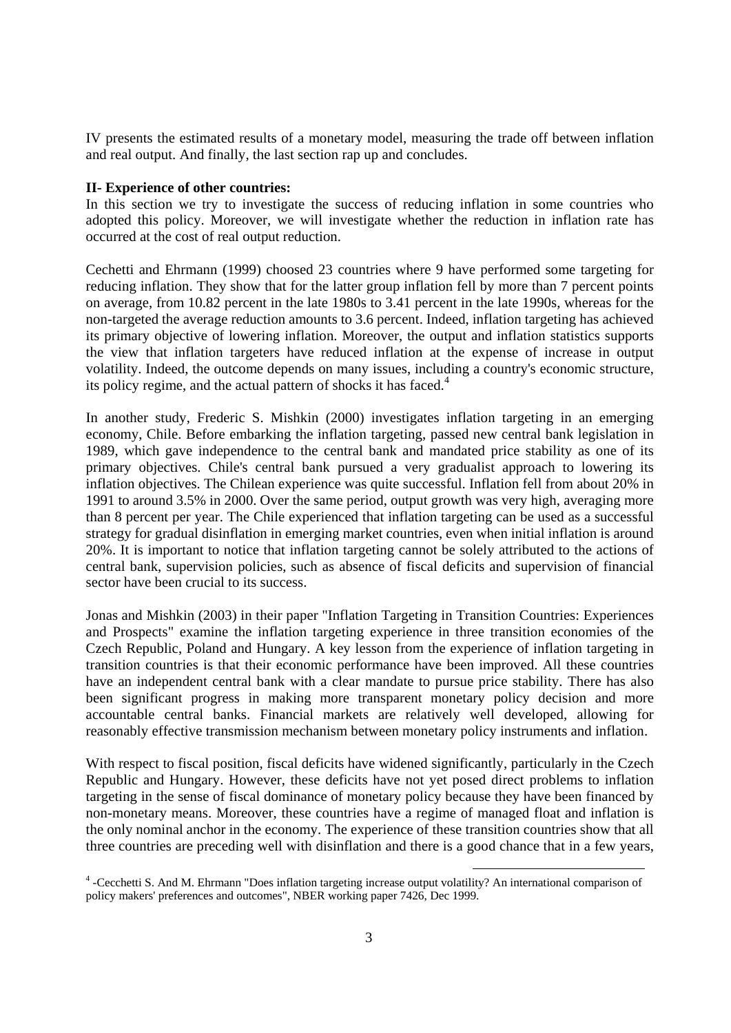IV presents the estimated results of a monetary model, measuring the trade off between inflation and real output. And finally, the last section rap up and concludes.

**II- Experience of other countries:**

In this section we try to investigate the success of reducing inflation in some countries who adopted this policy. Moreover, we will investigate whether the reduction in inflation rate has occurred at the cost of real output reduction.

Cechetti and Ehrmann (1999) choosed 23 countries where 9 have performed some targeting for reducing inflation. They show that for the latter group inflation fell by more than 7 percent points on average, from 10.82 percent in the late 1980s to 3.41 percent in the late 1990s, whereas for the non-targeted the average reduction amounts to 3.6 percent. Indeed, inflation targeting has achieved its primary objective of lowering inflation. Moreover, the output and inflation statistics supports the view that inflation targeters have reduced inflation at the expense of increase in output volatility. Indeed, the outcome depends on many issues, including a country's economic structure, its policy regime, and the actual pattern of shocks it has faced.[4]

In another study, Frederic S. Mishkin (2000) investigates inflation targeting in an emerging economy, Chile. Before embarking the inflation targeting, passed new central bank legislation in 1989, which gave independence to the central bank and mandated price stability as one of its primary objectives. Chile's central bank pursued a very gradualist approach to lowering its inflation objectives. The Chilean experience was quite successful. Inflation fell from about 20% in 1991 to around 3.5% in 2000. Over the same period, output growth was very high, averaging more than 8 percent per year. The Chile experienced that inflation targeting can be used as a successful strategy for gradual disinflation in emerging market countries, even when initial inflation is around 20%. It is important to notice that inflation targeting cannot be solely attributed to the actions of central bank, supervision policies, such as absence of fiscal deficits and supervision of financial sector have been crucial to its success.

Jonas and Mishkin (2003) in their paper "Inflation Targeting in Transition Countries: Experiences and Prospects" examine the inflation targeting experience in three transition economies of the Czech Republic, Poland and Hungary. A key lesson from the experience of inflation targeting in transition countries is that their economic performance have been improved. All these countries have an independent central bank with a clear mandate to pursue price stability. There has also been significant progress in making more transparent monetary policy decision and more accountable central banks. Financial markets are relatively well developed, allowing for reasonably effective transmission mechanism between monetary policy instruments and inflation.

With respect to fiscal position, fiscal deficits have widened significantly, particularly in the Czech Republic and Hungary. However, these deficits have not yet posed direct problems to inflation targeting in the sense of fiscal dominance of monetary policy because they have been financed by non-monetary means. Moreover, these countries have a regime of managed float and inflation is the only nominal anchor in the economy. The experience of these transition countries show that all three countries are preceding well with disinflation and there is a good chance that in a few years,

---

[4] -Cecchetti S. And M. Ehrmann "Does inflation targeting increase output volatility? An international comparison of policy makers' preferences and outcomes", NBER working paper 7426, Dec 1999.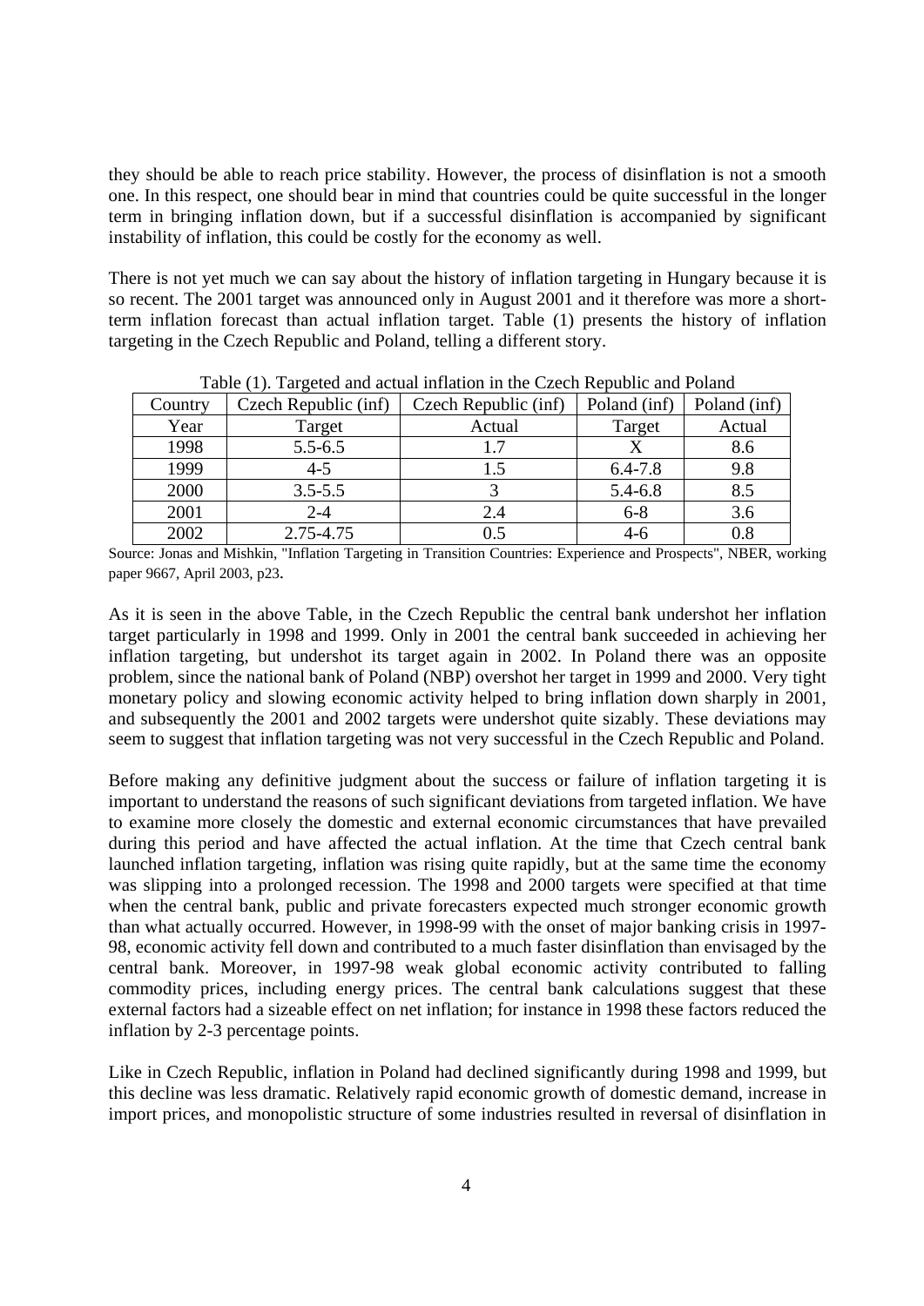they should be able to reach price stability. However, the process of disinflation is not a smooth one. In this respect, one should bear in mind that countries could be quite successful in the longer term in bringing inflation down, but if a successful disinflation is accompanied by significant instability of inflation, this could be costly for the economy as well.

There is not yet much we can say about the history of inflation targeting in Hungary because it is so recent. The 2001 target was announced only in August 2001 and it therefore was more a short-term inflation forecast than actual inflation target. Table (1) presents the history of inflation targeting in the Czech Republic and Poland, telling a different story.

Table (1). Targeted and actual inflation in the Czech Republic and Poland

| Country | Czech Republic (inf) | Czech Republic (inf) | Poland (inf) | Poland (inf) |
|---|---|---|---|---|
| Year | Target | Actual | Target | Actual |
| 1998 | 5.5-6.5 | 1.7 | X | 8.6 |
| 1999 | 4-5 | 1.5 | 6.4-7.8 | 9.8 |
| 2000 | 3.5-5.5 | 3 | 5.4-6.8 | 8.5 |
| 2001 | 2-4 | 2.4 | 6-8 | 3.6 |
| 2002 | 2.75-4.75 | 0.5 | 4-6 | 0.8 |

Source: Jonas and Mishkin, "Inflation Targeting in Transition Countries: Experience and Prospects", NBER, working paper 9667, April 2003, p23.

As it is seen in the above Table, in the Czech Republic the central bank undershot her inflation target particularly in 1998 and 1999. Only in 2001 the central bank succeeded in achieving her inflation targeting, but undershot its target again in 2002. In Poland there was an opposite problem, since the national bank of Poland (NBP) overshot her target in 1999 and 2000. Very tight monetary policy and slowing economic activity helped to bring inflation down sharply in 2001, and subsequently the 2001 and 2002 targets were undershot quite sizably. These deviations may seem to suggest that inflation targeting was not very successful in the Czech Republic and Poland.

Before making any definitive judgment about the success or failure of inflation targeting it is important to understand the reasons of such significant deviations from targeted inflation. We have to examine more closely the domestic and external economic circumstances that have prevailed during this period and have affected the actual inflation. At the time that Czech central bank launched inflation targeting, inflation was rising quite rapidly, but at the same time the economy was slipping into a prolonged recession. The 1998 and 2000 targets were specified at that time when the central bank, public and private forecasters expected much stronger economic growth than what actually occurred. However, in 1998-99 with the onset of major banking crisis in 1997-98, economic activity fell down and contributed to a much faster disinflation than envisaged by the central bank. Moreover, in 1997-98 weak global economic activity contributed to falling commodity prices, including energy prices. The central bank calculations suggest that these external factors had a sizeable effect on net inflation; for instance in 1998 these factors reduced the inflation by 2-3 percentage points.

Like in Czech Republic, inflation in Poland had declined significantly during 1998 and 1999, but this decline was less dramatic. Relatively rapid economic growth of domestic demand, increase in import prices, and monopolistic structure of some industries resulted in reversal of disinflation in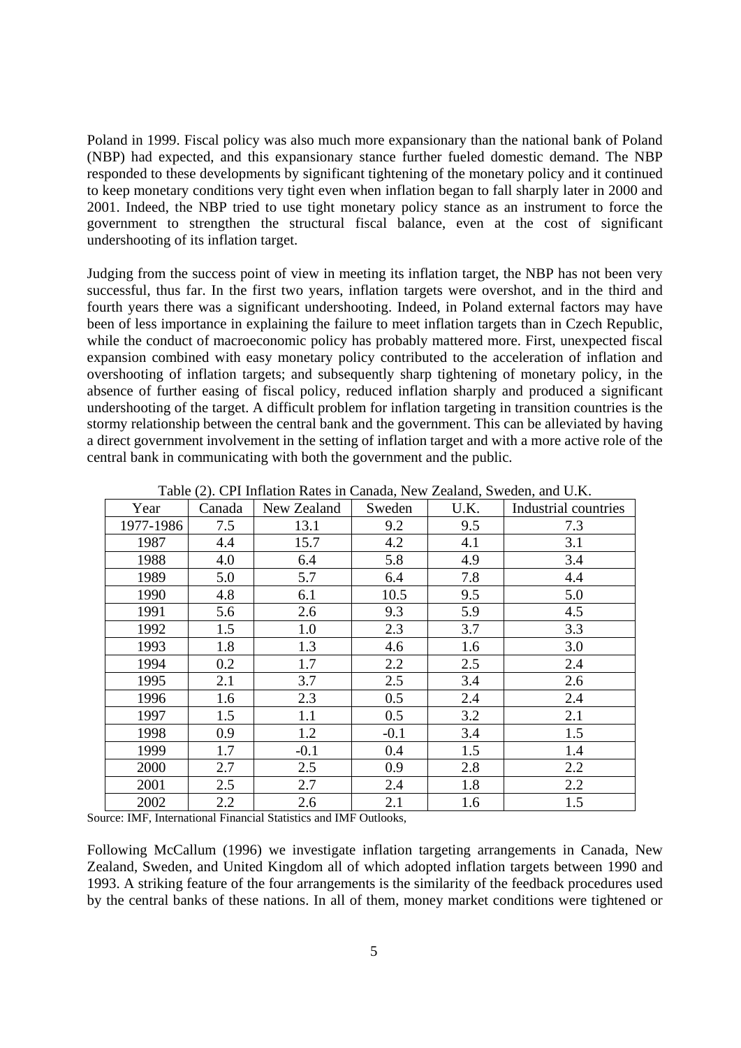Poland in 1999. Fiscal policy was also much more expansionary than the national bank of Poland (NBP) had expected, and this expansionary stance further fueled domestic demand. The NBP responded to these developments by significant tightening of the monetary policy and it continued to keep monetary conditions very tight even when inflation began to fall sharply later in 2000 and 2001. Indeed, the NBP tried to use tight monetary policy stance as an instrument to force the government to strengthen the structural fiscal balance, even at the cost of significant undershooting of its inflation target.

Judging from the success point of view in meeting its inflation target, the NBP has not been very successful, thus far. In the first two years, inflation targets were overshot, and in the third and fourth years there was a significant undershooting. Indeed, in Poland external factors may have been of less importance in explaining the failure to meet inflation targets than in Czech Republic, while the conduct of macroeconomic policy has probably mattered more. First, unexpected fiscal expansion combined with easy monetary policy contributed to the acceleration of inflation and overshooting of inflation targets; and subsequently sharp tightening of monetary policy, in the absence of further easing of fiscal policy, reduced inflation sharply and produced a significant undershooting of the target. A difficult problem for inflation targeting in transition countries is the stormy relationship between the central bank and the government. This can be alleviated by having a direct government involvement in the setting of inflation target and with a more active role of the central bank in communicating with both the government and the public.

Table (2). CPI Inflation Rates in Canada, New Zealand, Sweden, and U.K.

| Year | Canada | New Zealand | Sweden | U.K. | Industrial countries |
|---|---|---|---|---|---|
| 1977-1986 | 7.5 | 13.1 | 9.2 | 9.5 | 7.3 |
| 1987 | 4.4 | 15.7 | 4.2 | 4.1 | 3.1 |
| 1988 | 4.0 | 6.4 | 5.8 | 4.9 | 3.4 |
| 1989 | 5.0 | 5.7 | 6.4 | 7.8 | 4.4 |
| 1990 | 4.8 | 6.1 | 10.5 | 9.5 | 5.0 |
| 1991 | 5.6 | 2.6 | 9.3 | 5.9 | 4.5 |
| 1992 | 1.5 | 1.0 | 2.3 | 3.7 | 3.3 |
| 1993 | 1.8 | 1.3 | 4.6 | 1.6 | 3.0 |
| 1994 | 0.2 | 1.7 | 2.2 | 2.5 | 2.4 |
| 1995 | 2.1 | 3.7 | 2.5 | 3.4 | 2.6 |
| 1996 | 1.6 | 2.3 | 0.5 | 2.4 | 2.4 |
| 1997 | 1.5 | 1.1 | 0.5 | 3.2 | 2.1 |
| 1998 | 0.9 | 1.2 | -0.1 | 3.4 | 1.5 |
| 1999 | 1.7 | -0.1 | 0.4 | 1.5 | 1.4 |
| 2000 | 2.7 | 2.5 | 0.9 | 2.8 | 2.2 |
| 2001 | 2.5 | 2.7 | 2.4 | 1.8 | 2.2 |
| 2002 | 2.2 | 2.6 | 2.1 | 1.6 | 1.5 |

Source: IMF, International Financial Statistics and IMF Outlooks,

Following McCallum (1996) we investigate inflation targeting arrangements in Canada, New Zealand, Sweden, and United Kingdom all of which adopted inflation targets between 1990 and 1993. A striking feature of the four arrangements is the similarity of the feedback procedures used by the central banks of these nations. In all of them, money market conditions were tightened or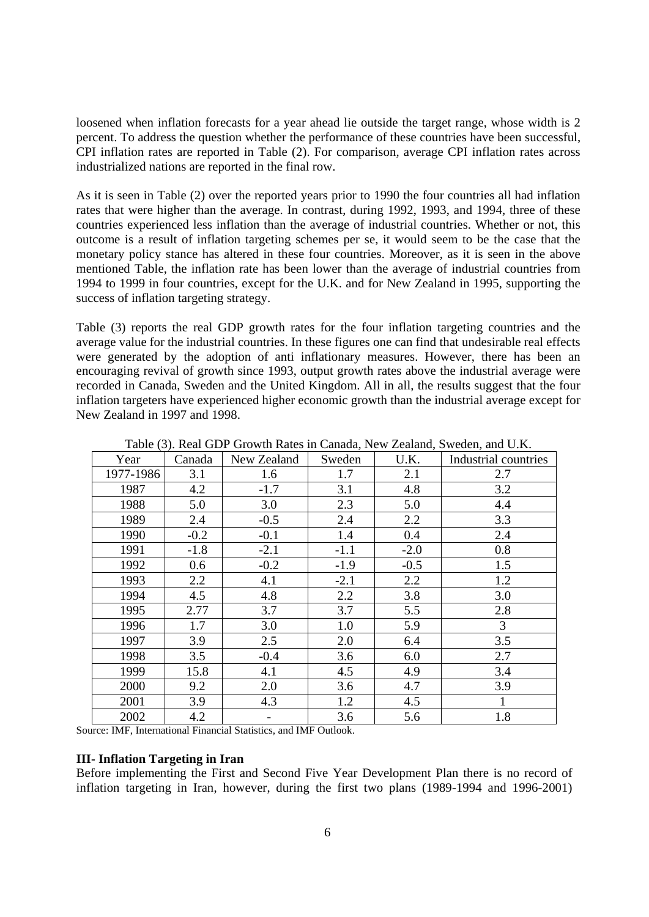loosened when inflation forecasts for a year ahead lie outside the target range, whose width is 2 percent. To address the question whether the performance of these countries have been successful, CPI inflation rates are reported in Table (2). For comparison, average CPI inflation rates across industrialized nations are reported in the final row.

As it is seen in Table (2) over the reported years prior to 1990 the four countries all had inflation rates that were higher than the average. In contrast, during 1992, 1993, and 1994, three of these countries experienced less inflation than the average of industrial countries. Whether or not, this outcome is a result of inflation targeting schemes per se, it would seem to be the case that the monetary policy stance has altered in these four countries. Moreover, as it is seen in the above mentioned Table, the inflation rate has been lower than the average of industrial countries from 1994 to 1999 in four countries, except for the U.K. and for New Zealand in 1995, supporting the success of inflation targeting strategy.

Table (3) reports the real GDP growth rates for the four inflation targeting countries and the average value for the industrial countries. In these figures one can find that undesirable real effects were generated by the adoption of anti inflationary measures. However, there has been an encouraging revival of growth since 1993, output growth rates above the industrial average were recorded in Canada, Sweden and the United Kingdom. All in all, the results suggest that the four inflation targeters have experienced higher economic growth than the industrial average except for New Zealand in 1997 and 1998.

Table (3). Real GDP Growth Rates in Canada, New Zealand, Sweden, and U.K.

| Year | Canada | New Zealand | Sweden | U.K. | Industrial countries |
|---|---|---|---|---|---|
| 1977-1986 | 3.1 | 1.6 | 1.7 | 2.1 | 2.7 |
| 1987 | 4.2 | -1.7 | 3.1 | 4.8 | 3.2 |
| 1988 | 5.0 | 3.0 | 2.3 | 5.0 | 4.4 |
| 1989 | 2.4 | -0.5 | 2.4 | 2.2 | 3.3 |
| 1990 | -0.2 | -0.1 | 1.4 | 0.4 | 2.4 |
| 1991 | -1.8 | -2.1 | -1.1 | -2.0 | 0.8 |
| 1992 | 0.6 | -0.2 | -1.9 | -0.5 | 1.5 |
| 1993 | 2.2 | 4.1 | -2.1 | 2.2 | 1.2 |
| 1994 | 4.5 | 4.8 | 2.2 | 3.8 | 3.0 |
| 1995 | 2.77 | 3.7 | 3.7 | 5.5 | 2.8 |
| 1996 | 1.7 | 3.0 | 1.0 | 5.9 | 3 |
| 1997 | 3.9 | 2.5 | 2.0 | 6.4 | 3.5 |
| 1998 | 3.5 | -0.4 | 3.6 | 6.0 | 2.7 |
| 1999 | 15.8 | 4.1 | 4.5 | 4.9 | 3.4 |
| 2000 | 9.2 | 2.0 | 3.6 | 4.7 | 3.9 |
| 2001 | 3.9 | 4.3 | 1.2 | 4.5 | 1 |
| 2002 | 4.2 | - | 3.6 | 5.6 | 1.8 |

Source: IMF, International Financial Statistics, and IMF Outlook.

### III- Inflation Targeting in Iran

Before implementing the First and Second Five Year Development Plan there is no record of inflation targeting in Iran, however, during the first two plans (1989-1994 and 1996-2001)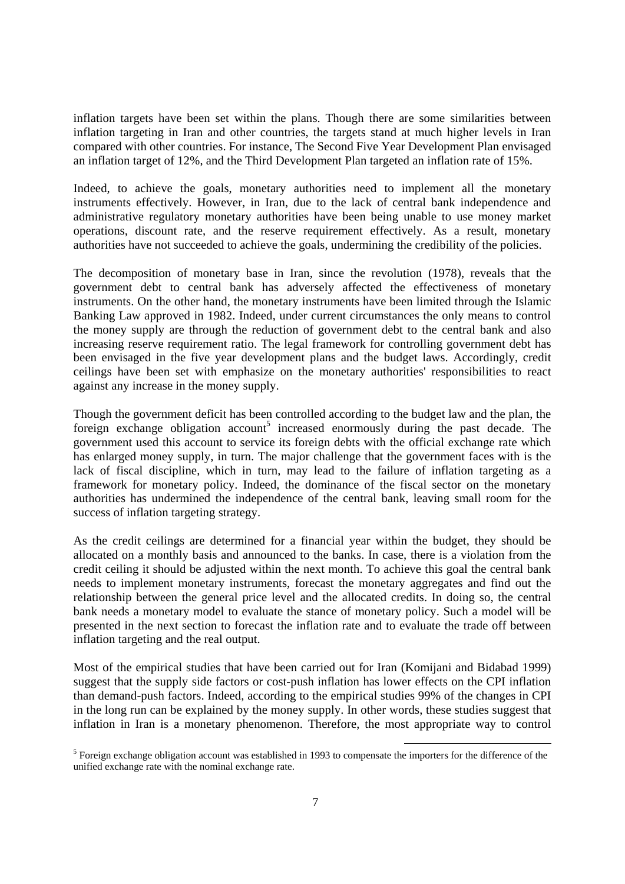inflation targets have been set within the plans. Though there are some similarities between inflation targeting in Iran and other countries, the targets stand at much higher levels in Iran compared with other countries. For instance, The Second Five Year Development Plan envisaged an inflation target of 12%, and the Third Development Plan targeted an inflation rate of 15%.

Indeed, to achieve the goals, monetary authorities need to implement all the monetary instruments effectively. However, in Iran, due to the lack of central bank independence and administrative regulatory monetary authorities have been being unable to use money market operations, discount rate, and the reserve requirement effectively. As a result, monetary authorities have not succeeded to achieve the goals, undermining the credibility of the policies.

The decomposition of monetary base in Iran, since the revolution (1978), reveals that the government debt to central bank has adversely affected the effectiveness of monetary instruments. On the other hand, the monetary instruments have been limited through the Islamic Banking Law approved in 1982. Indeed, under current circumstances the only means to control the money supply are through the reduction of government debt to the central bank and also increasing reserve requirement ratio. The legal framework for controlling government debt has been envisaged in the five year development plans and the budget laws. Accordingly, credit ceilings have been set with emphasize on the monetary authorities' responsibilities to react against any increase in the money supply.

Though the government deficit has been controlled according to the budget law and the plan, the foreign exchange obligation account[5] increased enormously during the past decade. The government used this account to service its foreign debts with the official exchange rate which has enlarged money supply, in turn. The major challenge that the government faces with is the lack of fiscal discipline, which in turn, may lead to the failure of inflation targeting as a framework for monetary policy. Indeed, the dominance of the fiscal sector on the monetary authorities has undermined the independence of the central bank, leaving small room for the success of inflation targeting strategy.

As the credit ceilings are determined for a financial year within the budget, they should be allocated on a monthly basis and announced to the banks. In case, there is a violation from the credit ceiling it should be adjusted within the next month. To achieve this goal the central bank needs to implement monetary instruments, forecast the monetary aggregates and find out the relationship between the general price level and the allocated credits. In doing so, the central bank needs a monetary model to evaluate the stance of monetary policy. Such a model will be presented in the next section to forecast the inflation rate and to evaluate the trade off between inflation targeting and the real output.

Most of the empirical studies that have been carried out for Iran (Komijani and Bidabad 1999) suggest that the supply side factors or cost-push inflation has lower effects on the CPI inflation than demand-push factors. Indeed, according to the empirical studies 99% of the changes in CPI in the long run can be explained by the money supply. In other words, these studies suggest that inflation in Iran is a monetary phenomenon. Therefore, the most appropriate way to control

[5] Foreign exchange obligation account was established in 1993 to compensate the importers for the difference of the unified exchange rate with the nominal exchange rate.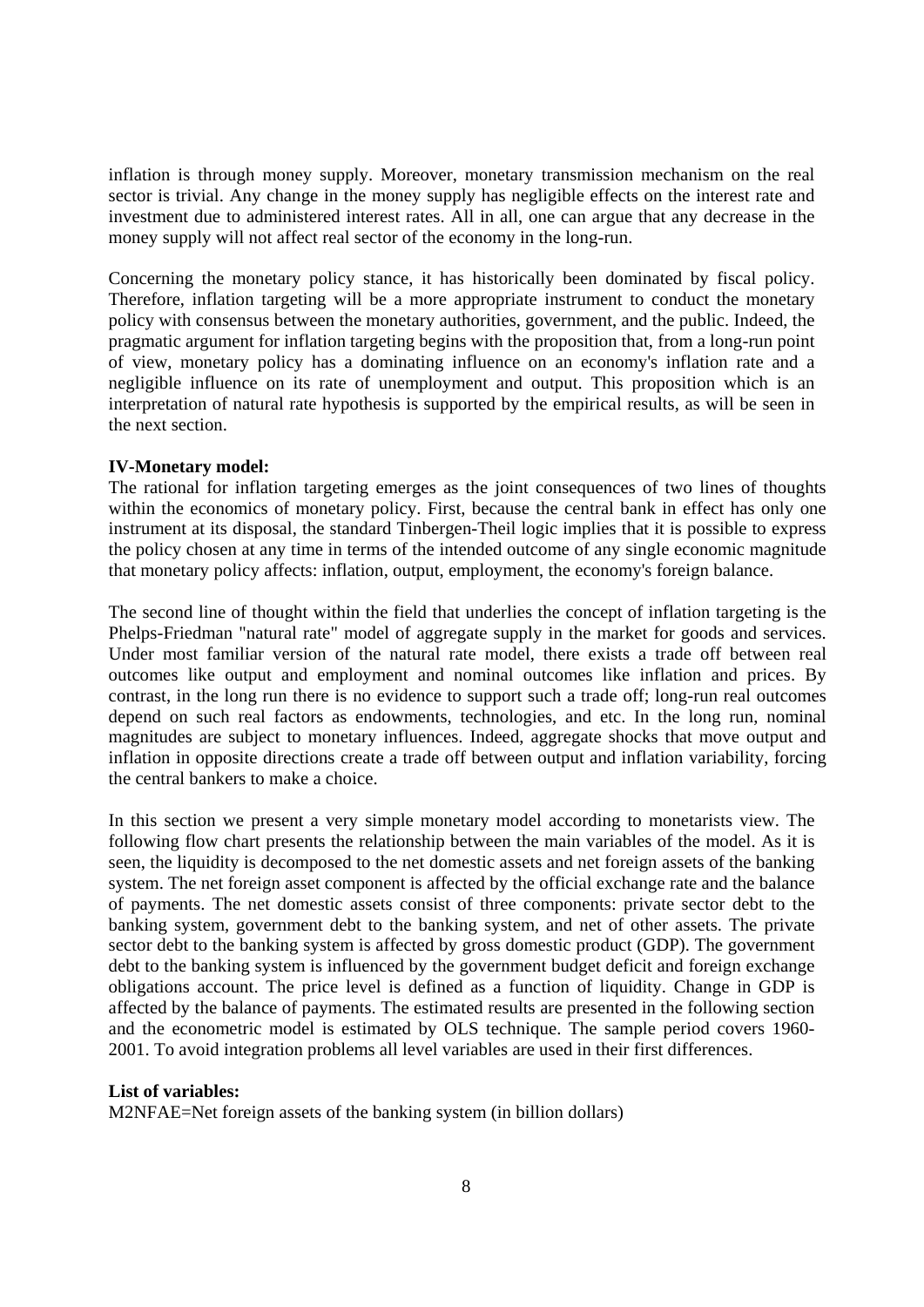inflation is through money supply. Moreover, monetary transmission mechanism on the real sector is trivial. Any change in the money supply has negligible effects on the interest rate and investment due to administered interest rates. All in all, one can argue that any decrease in the money supply will not affect real sector of the economy in the long-run.

Concerning the monetary policy stance, it has historically been dominated by fiscal policy. Therefore, inflation targeting will be a more appropriate instrument to conduct the monetary policy with consensus between the monetary authorities, government, and the public. Indeed, the pragmatic argument for inflation targeting begins with the proposition that, from a long-run point of view, monetary policy has a dominating influence on an economy's inflation rate and a negligible influence on its rate of unemployment and output. This proposition which is an interpretation of natural rate hypothesis is supported by the empirical results, as will be seen in the next section.

**IV-Monetary model:**

The rational for inflation targeting emerges as the joint consequences of two lines of thoughts within the economics of monetary policy. First, because the central bank in effect has only one instrument at its disposal, the standard Tinbergen-Theil logic implies that it is possible to express the policy chosen at any time in terms of the intended outcome of any single economic magnitude that monetary policy affects: inflation, output, employment, the economy's foreign balance.

The second line of thought within the field that underlies the concept of inflation targeting is the Phelps-Friedman "natural rate" model of aggregate supply in the market for goods and services. Under most familiar version of the natural rate model, there exists a trade off between real outcomes like output and employment and nominal outcomes like inflation and prices. By contrast, in the long run there is no evidence to support such a trade off; long-run real outcomes depend on such real factors as endowments, technologies, and etc. In the long run, nominal magnitudes are subject to monetary influences. Indeed, aggregate shocks that move output and inflation in opposite directions create a trade off between output and inflation variability, forcing the central bankers to make a choice.

In this section we present a very simple monetary model according to monetarists view. The following flow chart presents the relationship between the main variables of the model. As it is seen, the liquidity is decomposed to the net domestic assets and net foreign assets of the banking system. The net foreign asset component is affected by the official exchange rate and the balance of payments. The net domestic assets consist of three components: private sector debt to the banking system, government debt to the banking system, and net of other assets. The private sector debt to the banking system is affected by gross domestic product (GDP). The government debt to the banking system is influenced by the government budget deficit and foreign exchange obligations account. The price level is defined as a function of liquidity. Change in GDP is affected by the balance of payments. The estimated results are presented in the following section and the econometric model is estimated by OLS technique. The sample period covers 1960-2001. To avoid integration problems all level variables are used in their first differences.

**List of variables:**

M2NFAE=Net foreign assets of the banking system (in billion dollars)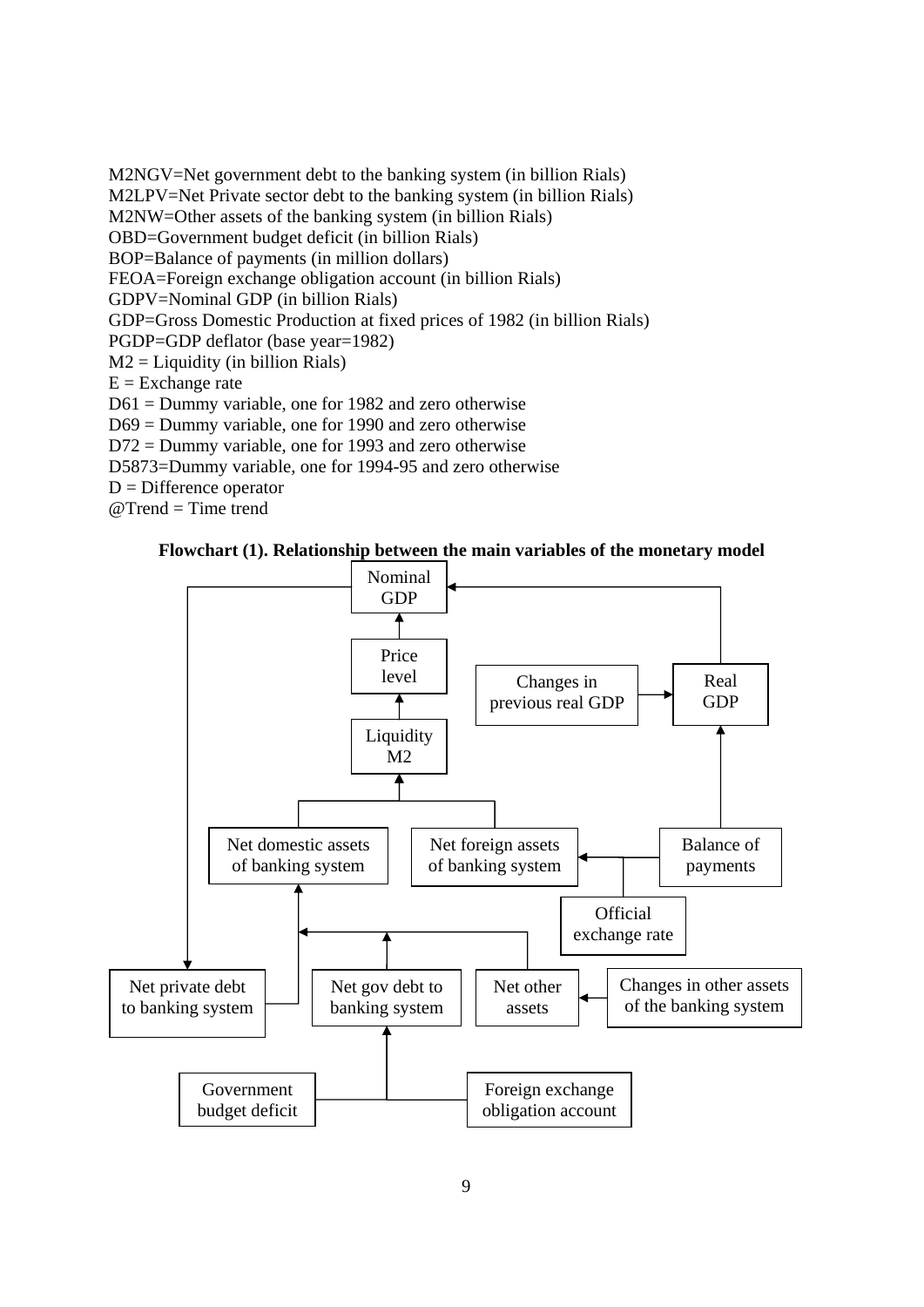M2NGV=Net government debt to the banking system (in billion Rials)
M2LPV=Net Private sector debt to the banking system (in billion Rials)
M2NW=Other assets of the banking system (in billion Rials)
OBD=Government budget deficit (in billion Rials)
BOP=Balance of payments (in million dollars)
FEOA=Foreign exchange obligation account (in billion Rials)
GDPV=Nominal GDP (in billion Rials)
GDP=Gross Domestic Production at fixed prices of 1982 (in billion Rials)
PGDP=GDP deflator (base year=1982)
M2 = Liquidity (in billion Rials)
E = Exchange rate
D61 = Dummy variable, one for 1982 and zero otherwise
D69 = Dummy variable, one for 1990 and zero otherwise
D72 = Dummy variable, one for 1993 and zero otherwise
D5873=Dummy variable, one for 1994-95 and zero otherwise
D = Difference operator
@Trend = Time trend

**Flowchart (1). Relationship between the main variables of the monetary model**

Nominal GDP

Price level

Changes in previous real GDP

Real GDP

Liquidity M2

Net domestic assets of banking system

Net foreign assets of banking system

Balance of payments

Official exchange rate

Net private debt to banking system

Net gov debt to banking system

Net other assets

Changes in other assets of the banking system

Government budget deficit

Foreign exchange obligation account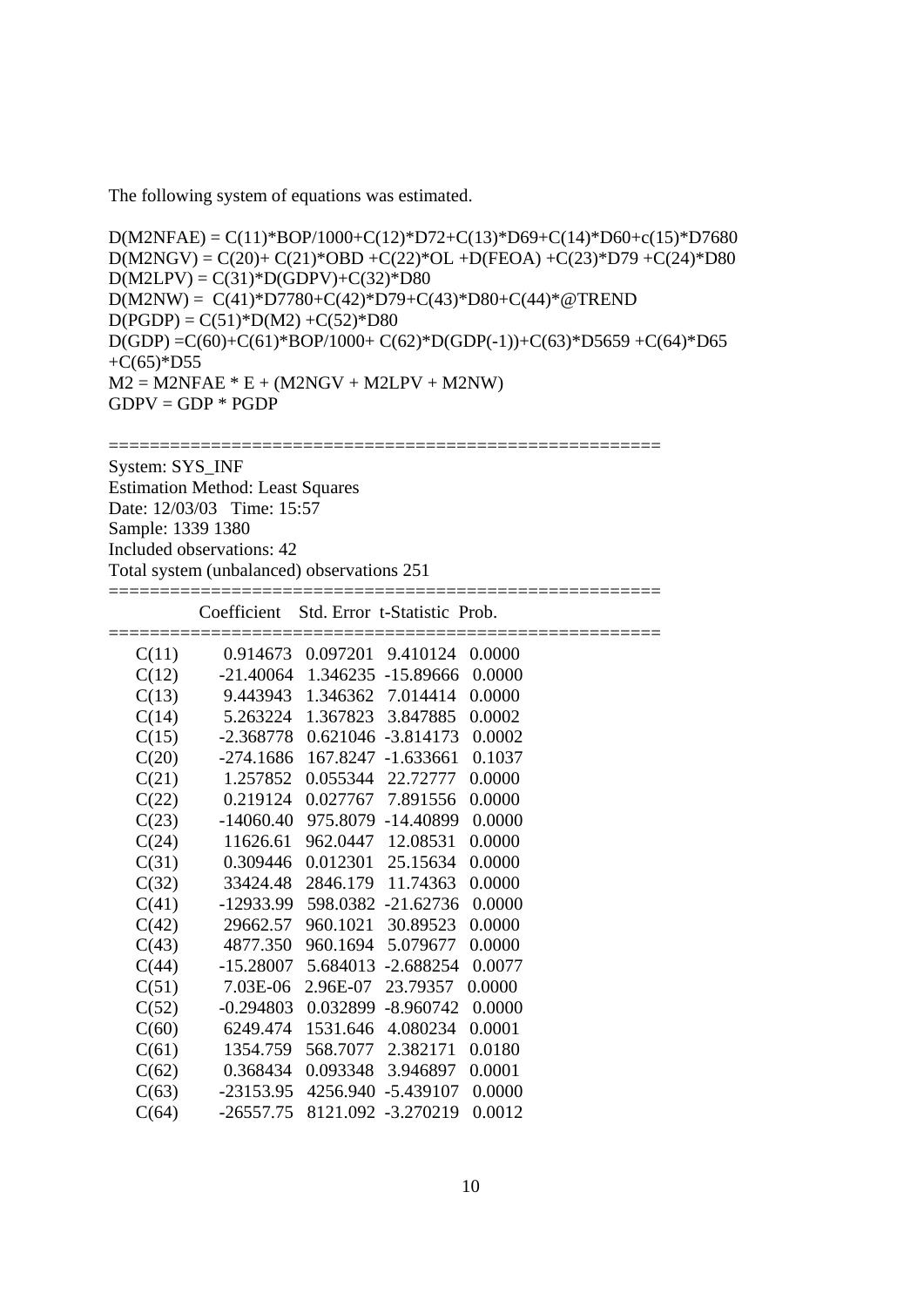The following system of equations was estimated.

```
D(M2NFAE) = C(11)*BOP/1000+C(12)*D72+C(13)*D69+C(14)*D60+c(15)*D7680
D(M2NGV) = C(20)+ C(21)*OBD +C(22)*OL +D(FEOA) +C(23)*D79 +C(24)*D80
D(M2LPV) = C(31)*D(GDPV)+C(32)*D80
D(M2NW) =  C(41)*D7780+C(42)*D79+C(43)*D80+C(44)*@TREND
D(PGDP) = C(51)*D(M2) +C(52)*D80
D(GDP) =C(60)+C(61)*BOP/1000+ C(62)*D(GDP(-1))+C(63)*D5659 +C(64)*D65
+C(65)*D55
M2 = M2NFAE * E + (M2NGV + M2LPV + M2NW)
GDPV = GDP * PGDP
```

System: SYS_INF
Estimation Method: Least Squares
Date: 12/03/03 Time: 15:57
Sample: 1339 1380
Included observations: 42
Total system (unbalanced) observations 251

| | Coefficient | Std. Error | t-Statistic | Prob. |
|---|---|---|---|---|
| C(11) | 0.914673 | 0.097201 | 9.410124 | 0.0000 |
| C(12) | -21.40064 | 1.346235 | -15.89666 | 0.0000 |
| C(13) | 9.443943 | 1.346362 | 7.014414 | 0.0000 |
| C(14) | 5.263224 | 1.367823 | 3.847885 | 0.0002 |
| C(15) | -2.368778 | 0.621046 | -3.814173 | 0.0002 |
| C(20) | -274.1686 | 167.8247 | -1.633661 | 0.1037 |
| C(21) | 1.257852 | 0.055344 | 22.72777 | 0.0000 |
| C(22) | 0.219124 | 0.027767 | 7.891556 | 0.0000 |
| C(23) | -14060.40 | 975.8079 | -14.40899 | 0.0000 |
| C(24) | 11626.61 | 962.0447 | 12.08531 | 0.0000 |
| C(31) | 0.309446 | 0.012301 | 25.15634 | 0.0000 |
| C(32) | 33424.48 | 2846.179 | 11.74363 | 0.0000 |
| C(41) | -12933.99 | 598.0382 | -21.62736 | 0.0000 |
| C(42) | 29662.57 | 960.1021 | 30.89523 | 0.0000 |
| C(43) | 4877.350 | 960.1694 | 5.079677 | 0.0000 |
| C(44) | -15.28007 | 5.684013 | -2.688254 | 0.0077 |
| C(51) | 7.03E-06 | 2.96E-07 | 23.79357 | 0.0000 |
| C(52) | -0.294803 | 0.032899 | -8.960742 | 0.0000 |
| C(60) | 6249.474 | 1531.646 | 4.080234 | 0.0001 |
| C(61) | 1354.759 | 568.7077 | 2.382171 | 0.0180 |
| C(62) | 0.368434 | 0.093348 | 3.946897 | 0.0001 |
| C(63) | -23153.95 | 4256.940 | -5.439107 | 0.0000 |
| C(64) | -26557.75 | 8121.092 | -3.270219 | 0.0012 |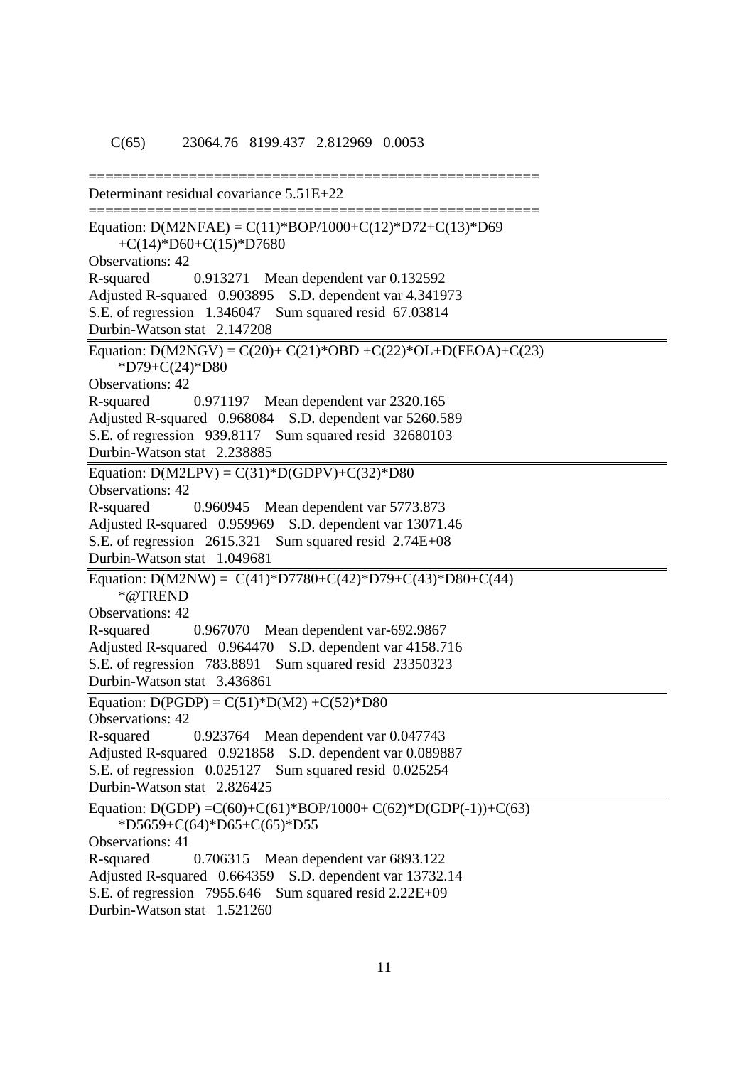C(65) 23064.76 8199.437 2.812969 0.0053

=====================================================

Determinant residual covariance 5.51E+22

=====================================================

Equation: D(M2NFAE) = C(11)*BOP/1000+C(12)*D72+C(13)*D69 +C(14)*D60+C(15)*D7680

Observations: 42

R-squared 0.913271 Mean dependent var 0.132592

Adjusted R-squared 0.903895 S.D. dependent var 4.341973

S.E. of regression 1.346047 Sum squared resid 67.03814

Durbin-Watson stat 2.147208

---

Equation: D(M2NGV) = C(20)+ C(21)*OBD +C(22)*OL+D(FEOA)+C(23) *D79+C(24)*D80

Observations: 42

R-squared 0.971197 Mean dependent var 2320.165

Adjusted R-squared 0.968084 S.D. dependent var 5260.589

S.E. of regression 939.8117 Sum squared resid 32680103

Durbin-Watson stat 2.238885

---

Equation: D(M2LPV) = C(31)*D(GDPV)+C(32)*D80

Observations: 42

R-squared 0.960945 Mean dependent var 5773.873

Adjusted R-squared 0.959969 S.D. dependent var 13071.46

S.E. of regression 2615.321 Sum squared resid 2.74E+08

Durbin-Watson stat 1.049681

---

Equation: D(M2NW) = C(41)*D7780+C(42)*D79+C(43)*D80+C(44) *@TREND

Observations: 42

R-squared 0.967070 Mean dependent var-692.9867

Adjusted R-squared 0.964470 S.D. dependent var 4158.716

S.E. of regression 783.8891 Sum squared resid 23350323

Durbin-Watson stat 3.436861

---

Equation: D(PGDP) = C(51)*D(M2) +C(52)*D80

Observations: 42

R-squared 0.923764 Mean dependent var 0.047743

Adjusted R-squared 0.921858 S.D. dependent var 0.089887

S.E. of regression 0.025127 Sum squared resid 0.025254

Durbin-Watson stat 2.826425

---

Equation: D(GDP) =C(60)+C(61)*BOP/1000+ C(62)*D(GDP(-1))+C(63) *D5659+C(64)*D65+C(65)*D55

Observations: 41

R-squared 0.706315 Mean dependent var 6893.122

Adjusted R-squared 0.664359 S.D. dependent var 13732.14

S.E. of regression 7955.646 Sum squared resid 2.22E+09

Durbin-Watson stat 1.521260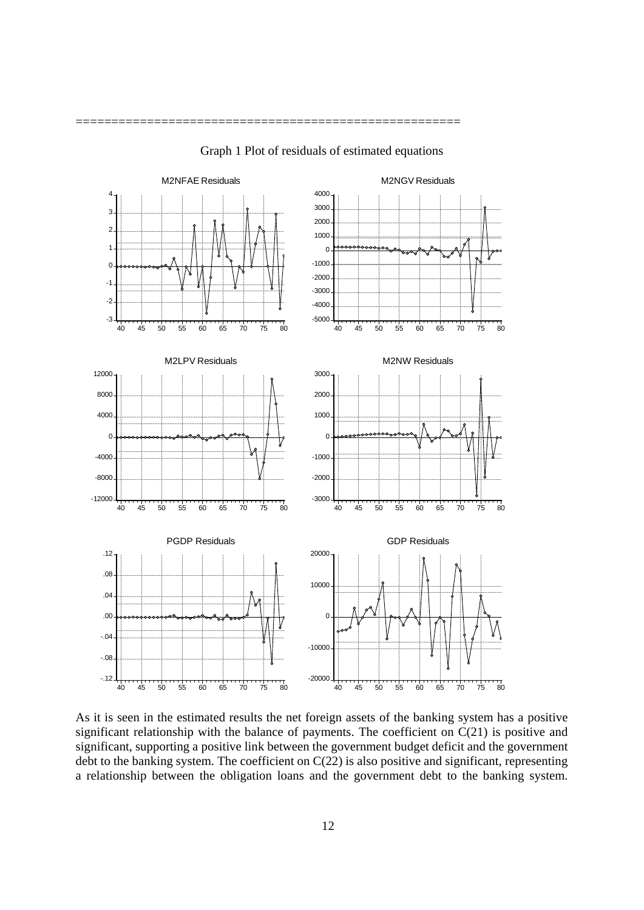====================================================

Graph 1 Plot of residuals of estimated equations

As it is seen in the estimated results the net foreign assets of the banking system has a positive significant relationship with the balance of payments. The coefficient on C(21) is positive and significant, supporting a positive link between the government budget deficit and the government debt to the banking system. The coefficient on C(22) is also positive and significant, representing a relationship between the obligation loans and the government debt to the banking system.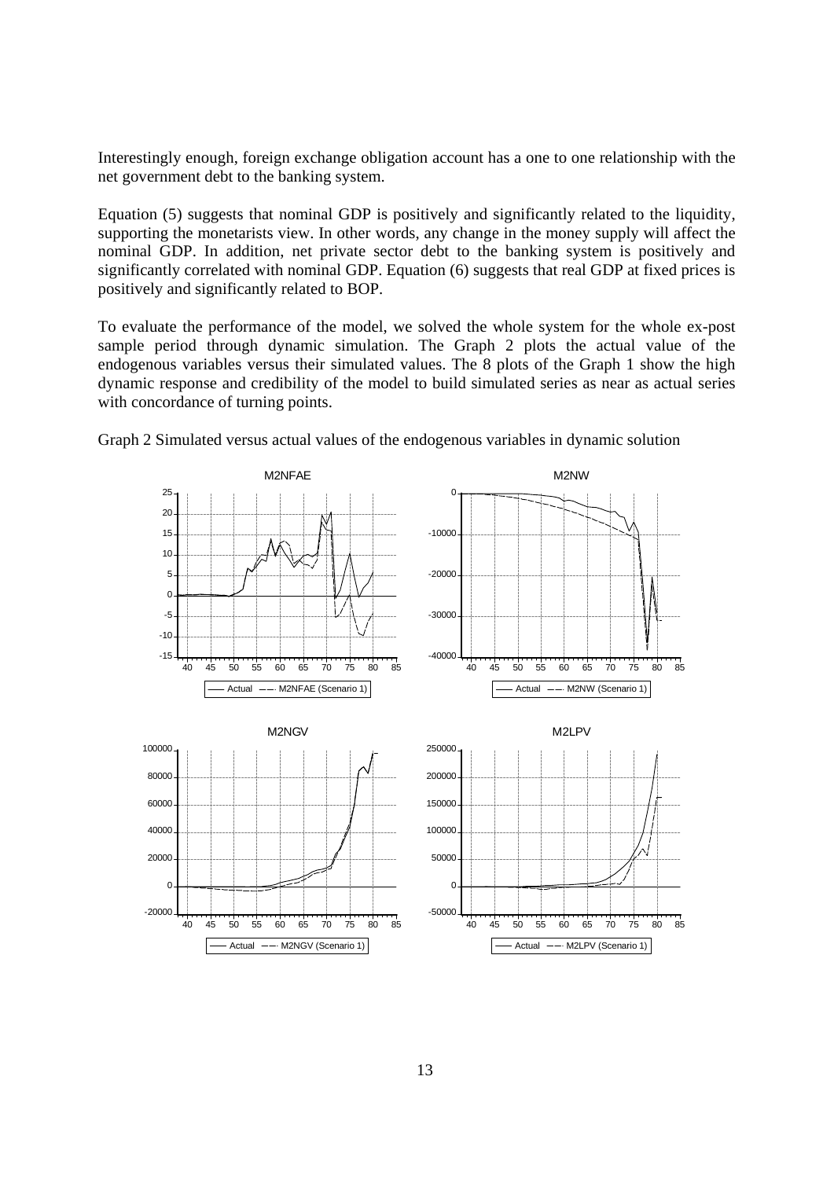Interestingly enough, foreign exchange obligation account has a one to one relationship with the net government debt to the banking system.

Equation (5) suggests that nominal GDP is positively and significantly related to the liquidity, supporting the monetarists view. In other words, any change in the money supply will affect the nominal GDP. In addition, net private sector debt to the banking system is positively and significantly correlated with nominal GDP. Equation (6) suggests that real GDP at fixed prices is positively and significantly related to BOP.

To evaluate the performance of the model, we solved the whole system for the whole ex-post sample period through dynamic simulation. The Graph 2 plots the actual value of the endogenous variables versus their simulated values. The 8 plots of the Graph 1 show the high dynamic response and credibility of the model to build simulated series as near as actual series with concordance of turning points.

Graph 2 Simulated versus actual values of the endogenous variables in dynamic solution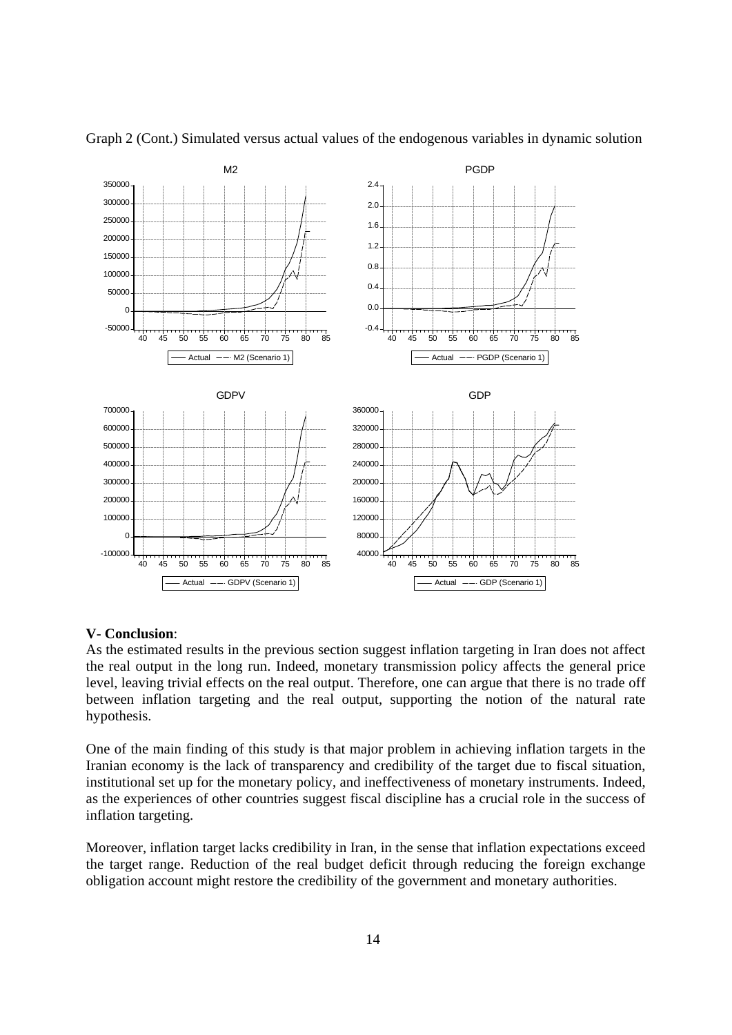Graph 2 (Cont.) Simulated versus actual values of the endogenous variables in dynamic solution

## V- Conclusion:

As the estimated results in the previous section suggest inflation targeting in Iran does not affect the real output in the long run. Indeed, monetary transmission policy affects the general price level, leaving trivial effects on the real output. Therefore, one can argue that there is no trade off between inflation targeting and the real output, supporting the notion of the natural rate hypothesis.

One of the main finding of this study is that major problem in achieving inflation targets in the Iranian economy is the lack of transparency and credibility of the target due to fiscal situation, institutional set up for the monetary policy, and ineffectiveness of monetary instruments. Indeed, as the experiences of other countries suggest fiscal discipline has a crucial role in the success of inflation targeting.

Moreover, inflation target lacks credibility in Iran, in the sense that inflation expectations exceed the target range. Reduction of the real budget deficit through reducing the foreign exchange obligation account might restore the credibility of the government and monetary authorities.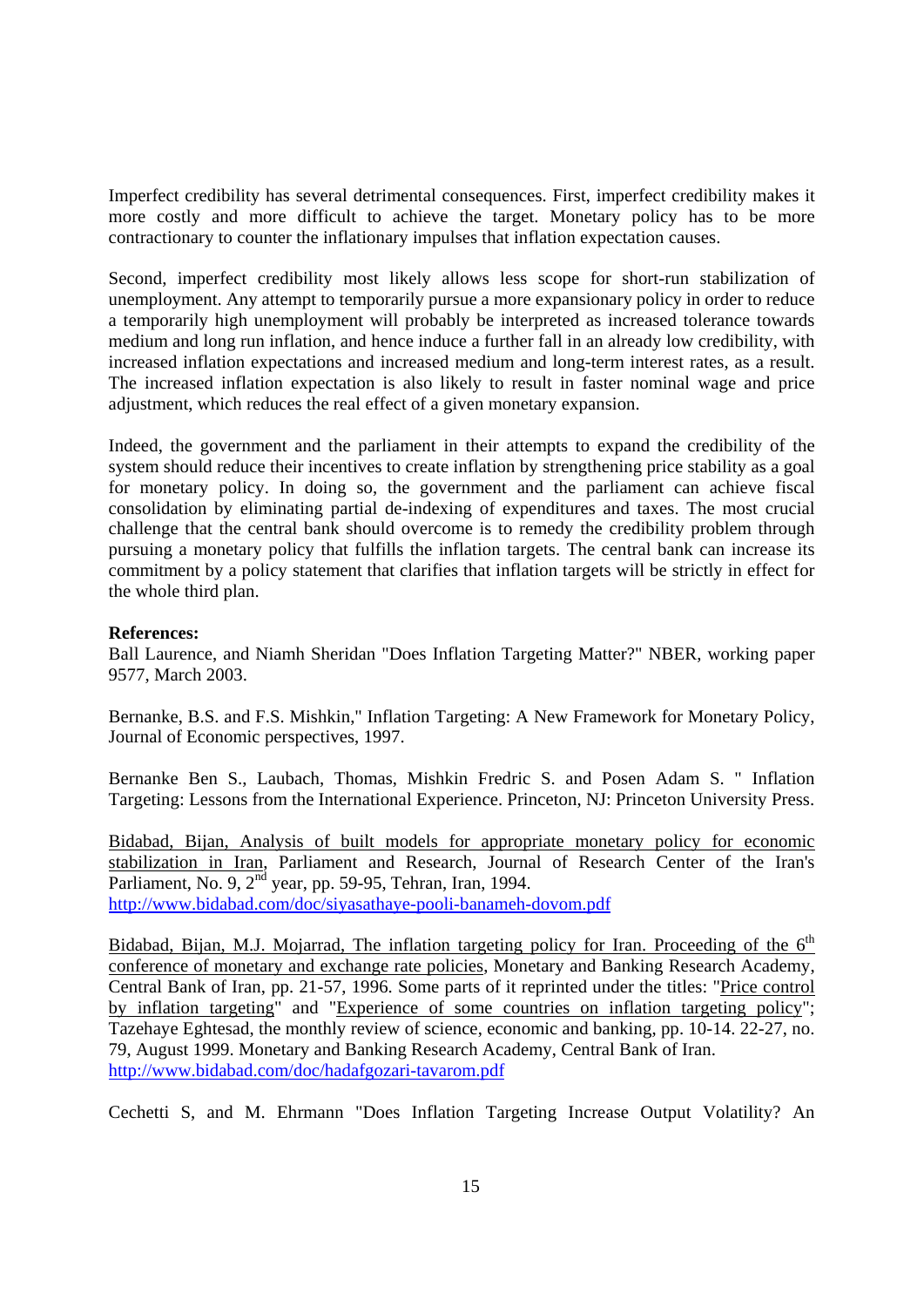Imperfect credibility has several detrimental consequences. First, imperfect credibility makes it more costly and more difficult to achieve the target. Monetary policy has to be more contractionary to counter the inflationary impulses that inflation expectation causes.

Second, imperfect credibility most likely allows less scope for short-run stabilization of unemployment. Any attempt to temporarily pursue a more expansionary policy in order to reduce a temporarily high unemployment will probably be interpreted as increased tolerance towards medium and long run inflation, and hence induce a further fall in an already low credibility, with increased inflation expectations and increased medium and long-term interest rates, as a result. The increased inflation expectation is also likely to result in faster nominal wage and price adjustment, which reduces the real effect of a given monetary expansion.

Indeed, the government and the parliament in their attempts to expand the credibility of the system should reduce their incentives to create inflation by strengthening price stability as a goal for monetary policy. In doing so, the government and the parliament can achieve fiscal consolidation by eliminating partial de-indexing of expenditures and taxes. The most crucial challenge that the central bank should overcome is to remedy the credibility problem through pursuing a monetary policy that fulfills the inflation targets. The central bank can increase its commitment by a policy statement that clarifies that inflation targets will be strictly in effect for the whole third plan.

**References:**

Ball Laurence, and Niamh Sheridan "Does Inflation Targeting Matter?" NBER, working paper 9577, March 2003.

Bernanke, B.S. and F.S. Mishkin," Inflation Targeting: A New Framework for Monetary Policy, Journal of Economic perspectives, 1997.

Bernanke Ben S., Laubach, Thomas, Mishkin Fredric S. and Posen Adam S. " Inflation Targeting: Lessons from the International Experience. Princeton, NJ: Princeton University Press.

Bidabad, Bijan, Analysis of built models for appropriate monetary policy for economic stabilization in Iran, Parliament and Research, Journal of Research Center of the Iran's Parliament, No. 9, 2nd year, pp. 59-95, Tehran, Iran, 1994. http://www.bidabad.com/doc/siyasathaye-pooli-banameh-dovom.pdf

Bidabad, Bijan, M.J. Mojarrad, The inflation targeting policy for Iran. Proceeding of the 6th conference of monetary and exchange rate policies, Monetary and Banking Research Academy, Central Bank of Iran, pp. 21-57, 1996. Some parts of it reprinted under the titles: "Price control by inflation targeting" and "Experience of some countries on inflation targeting policy"; Tazehaye Eghtesad, the monthly review of science, economic and banking, pp. 10-14. 22-27, no. 79, August 1999. Monetary and Banking Research Academy, Central Bank of Iran. http://www.bidabad.com/doc/hadafgozari-tavarom.pdf

Cechetti S, and M. Ehrmann "Does Inflation Targeting Increase Output Volatility? An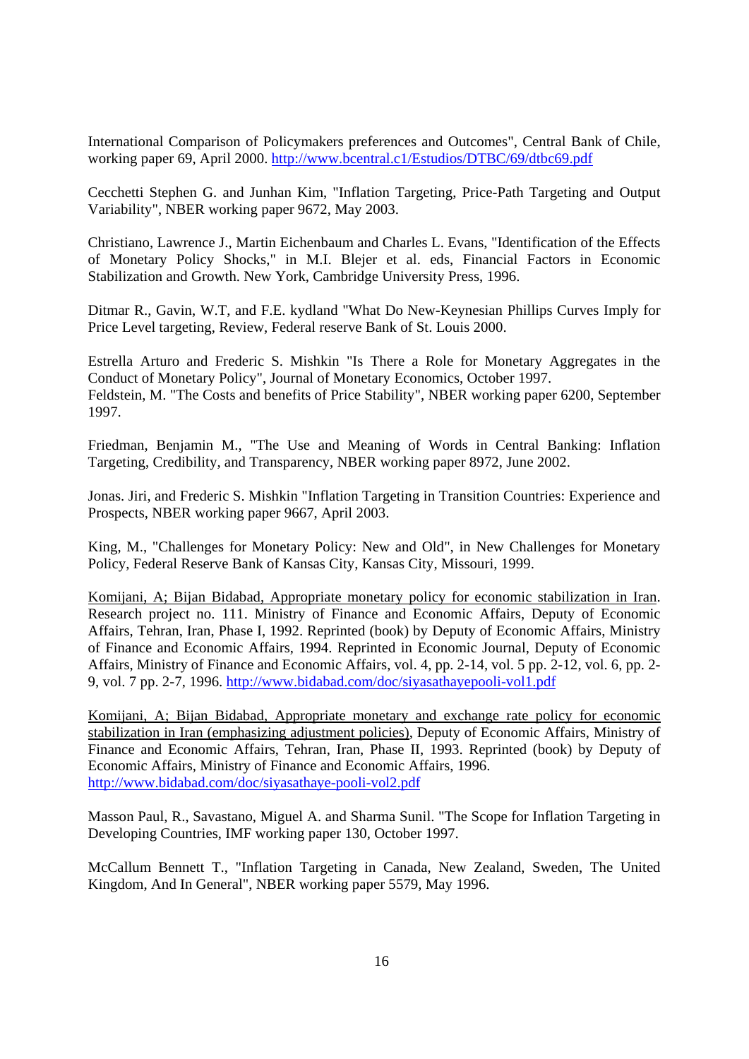International Comparison of Policymakers preferences and Outcomes", Central Bank of Chile, working paper 69, April 2000. http://www.bcentral.c1/Estudios/DTBC/69/dtbc69.pdf

Cecchetti Stephen G. and Junhan Kim, "Inflation Targeting, Price-Path Targeting and Output Variability", NBER working paper 9672, May 2003.

Christiano, Lawrence J., Martin Eichenbaum and Charles L. Evans, "Identification of the Effects of Monetary Policy Shocks," in M.I. Blejer et al. eds, Financial Factors in Economic Stabilization and Growth. New York, Cambridge University Press, 1996.

Ditmar R., Gavin, W.T, and F.E. kydland "What Do New-Keynesian Phillips Curves Imply for Price Level targeting, Review, Federal reserve Bank of St. Louis 2000.

Estrella Arturo and Frederic S. Mishkin "Is There a Role for Monetary Aggregates in the Conduct of Monetary Policy", Journal of Monetary Economics, October 1997.
Feldstein, M. "The Costs and benefits of Price Stability", NBER working paper 6200, September 1997.

Friedman, Benjamin M., "The Use and Meaning of Words in Central Banking: Inflation Targeting, Credibility, and Transparency, NBER working paper 8972, June 2002.

Jonas. Jiri, and Frederic S. Mishkin "Inflation Targeting in Transition Countries: Experience and Prospects, NBER working paper 9667, April 2003.

King, M., "Challenges for Monetary Policy: New and Old", in New Challenges for Monetary Policy, Federal Reserve Bank of Kansas City, Kansas City, Missouri, 1999.

Komijani, A; Bijan Bidabad, Appropriate monetary policy for economic stabilization in Iran. Research project no. 111. Ministry of Finance and Economic Affairs, Deputy of Economic Affairs, Tehran, Iran, Phase I, 1992. Reprinted (book) by Deputy of Economic Affairs, Ministry of Finance and Economic Affairs, 1994. Reprinted in Economic Journal, Deputy of Economic Affairs, Ministry of Finance and Economic Affairs, vol. 4, pp. 2-14, vol. 5 pp. 2-12, vol. 6, pp. 2-9, vol. 7 pp. 2-7, 1996. http://www.bidabad.com/doc/siyasathayepooli-vol1.pdf

Komijani, A; Bijan Bidabad, Appropriate monetary and exchange rate policy for economic stabilization in Iran (emphasizing adjustment policies), Deputy of Economic Affairs, Ministry of Finance and Economic Affairs, Tehran, Iran, Phase II, 1993. Reprinted (book) by Deputy of Economic Affairs, Ministry of Finance and Economic Affairs, 1996.
http://www.bidabad.com/doc/siyasathaye-pooli-vol2.pdf

Masson Paul, R., Savastano, Miguel A. and Sharma Sunil. "The Scope for Inflation Targeting in Developing Countries, IMF working paper 130, October 1997.

McCallum Bennett T., "Inflation Targeting in Canada, New Zealand, Sweden, The United Kingdom, And In General", NBER working paper 5579, May 1996.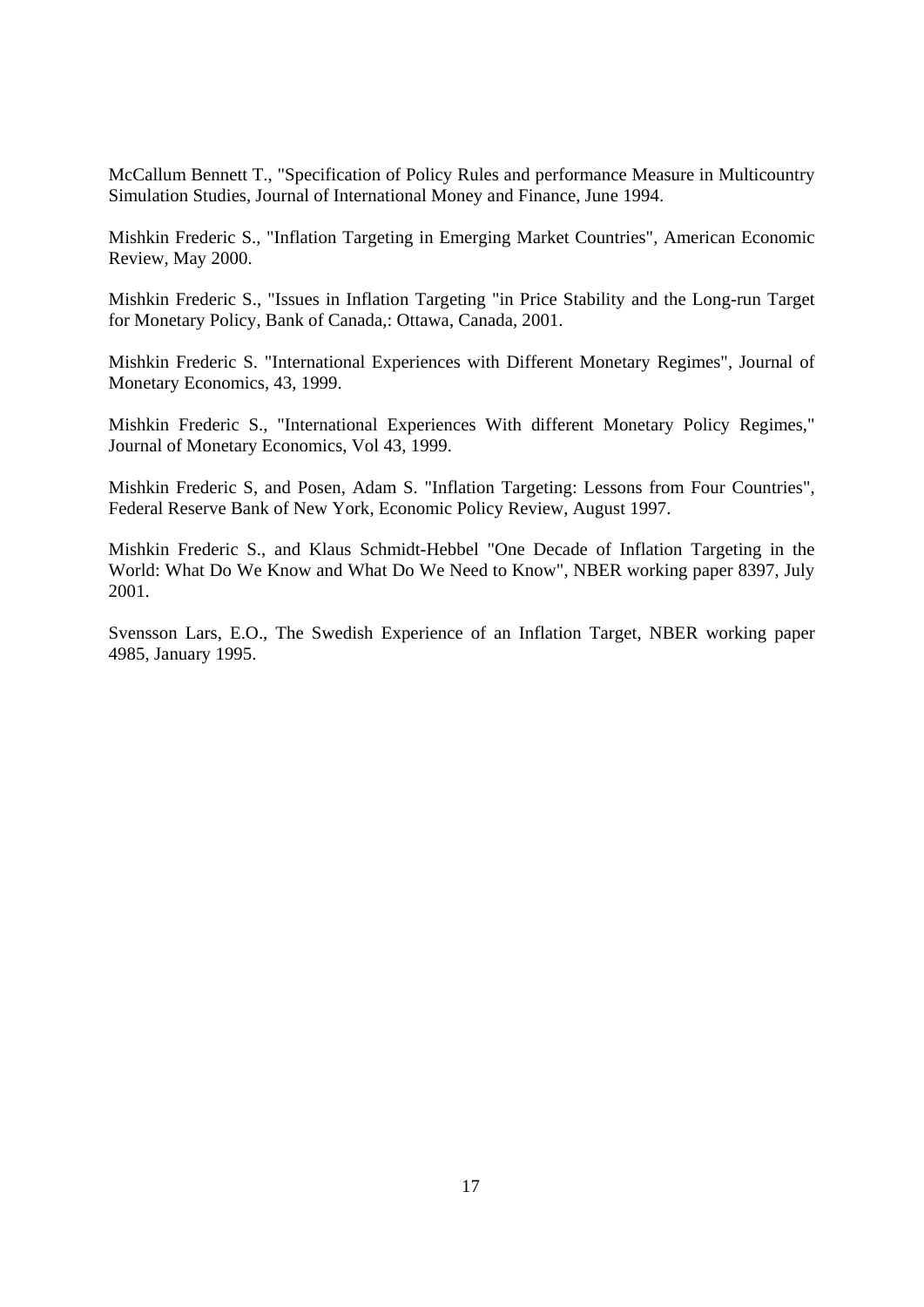McCallum Bennett T., "Specification of Policy Rules and performance Measure in Multicountry Simulation Studies, Journal of International Money and Finance, June 1994.

Mishkin Frederic S., "Inflation Targeting in Emerging Market Countries", American Economic Review, May 2000.

Mishkin Frederic S., "Issues in Inflation Targeting "in Price Stability and the Long-run Target for Monetary Policy, Bank of Canada,: Ottawa, Canada, 2001.

Mishkin Frederic S. "International Experiences with Different Monetary Regimes", Journal of Monetary Economics, 43, 1999.

Mishkin Frederic S., "International Experiences With different Monetary Policy Regimes," Journal of Monetary Economics, Vol 43, 1999.

Mishkin Frederic S, and Posen, Adam S. "Inflation Targeting: Lessons from Four Countries", Federal Reserve Bank of New York, Economic Policy Review, August 1997.

Mishkin Frederic S., and Klaus Schmidt-Hebbel "One Decade of Inflation Targeting in the World: What Do We Know and What Do We Need to Know", NBER working paper 8397, July 2001.

Svensson Lars, E.O., The Swedish Experience of an Inflation Target, NBER working paper 4985, January 1995.